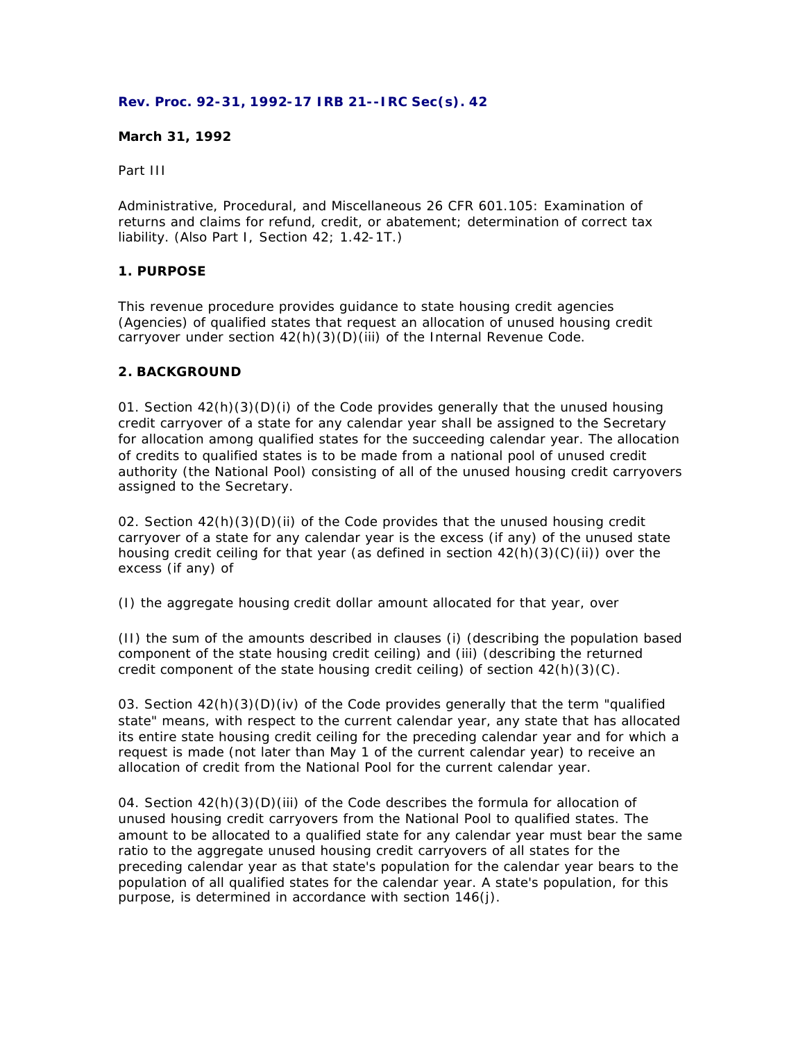**Rev. Proc. 92-31, 1992-17 IRB 21--IRC Sec(s). 42**

**March 31, 1992**

Part III

Administrative, Procedural, and Miscellaneous 26 CFR 601.105: Examination of returns and claims for refund, credit, or abatement; determination of correct tax liability. (Also Part I, Section 42; 1.42-1T.)

**1. PURPOSE**

This revenue procedure provides guidance to state housing credit agencies (Agencies) of qualified states that request an allocation of unused housing credit carryover under section 42(h)(3)(D)(iii) of the Internal Revenue Code.

**2. BACKGROUND**

01. Section 42(h)(3)(D)(i) of the Code provides generally that the unused housing credit carryover of a state for any calendar year shall be assigned to the Secretary for allocation among qualified states for the succeeding calendar year. The allocation of credits to qualified states is to be made from a national pool of unused credit authority (the National Pool) consisting of all of the unused housing credit carryovers assigned to the Secretary.

02. Section 42(h)(3)(D)(ii) of the Code provides that the unused housing credit carryover of a state for any calendar year is the excess (if any) of the unused state housing credit ceiling for that year (as defined in section 42(h)(3)(C)(ii)) over the excess (if any) of

(I) the aggregate housing credit dollar amount allocated for that year, over

(II) the sum of the amounts described in clauses (i) (describing the population based component of the state housing credit ceiling) and (iii) (describing the returned credit component of the state housing credit ceiling) of section 42(h)(3)(C).

03. Section 42(h)(3)(D)(iv) of the Code provides generally that the term "qualified state" means, with respect to the current calendar year, any state that has allocated its entire state housing credit ceiling for the preceding calendar year and for which a request is made (not later than May 1 of the current calendar year) to receive an allocation of credit from the National Pool for the current calendar year.

04. Section 42(h)(3)(D)(iii) of the Code describes the formula for allocation of unused housing credit carryovers from the National Pool to qualified states. The amount to be allocated to a qualified state for any calendar year must bear the same ratio to the aggregate unused housing credit carryovers of all states for the preceding calendar year as that state's population for the calendar year bears to the population of all qualified states for the calendar year. A state's population, for this purpose, is determined in accordance with section 146(j).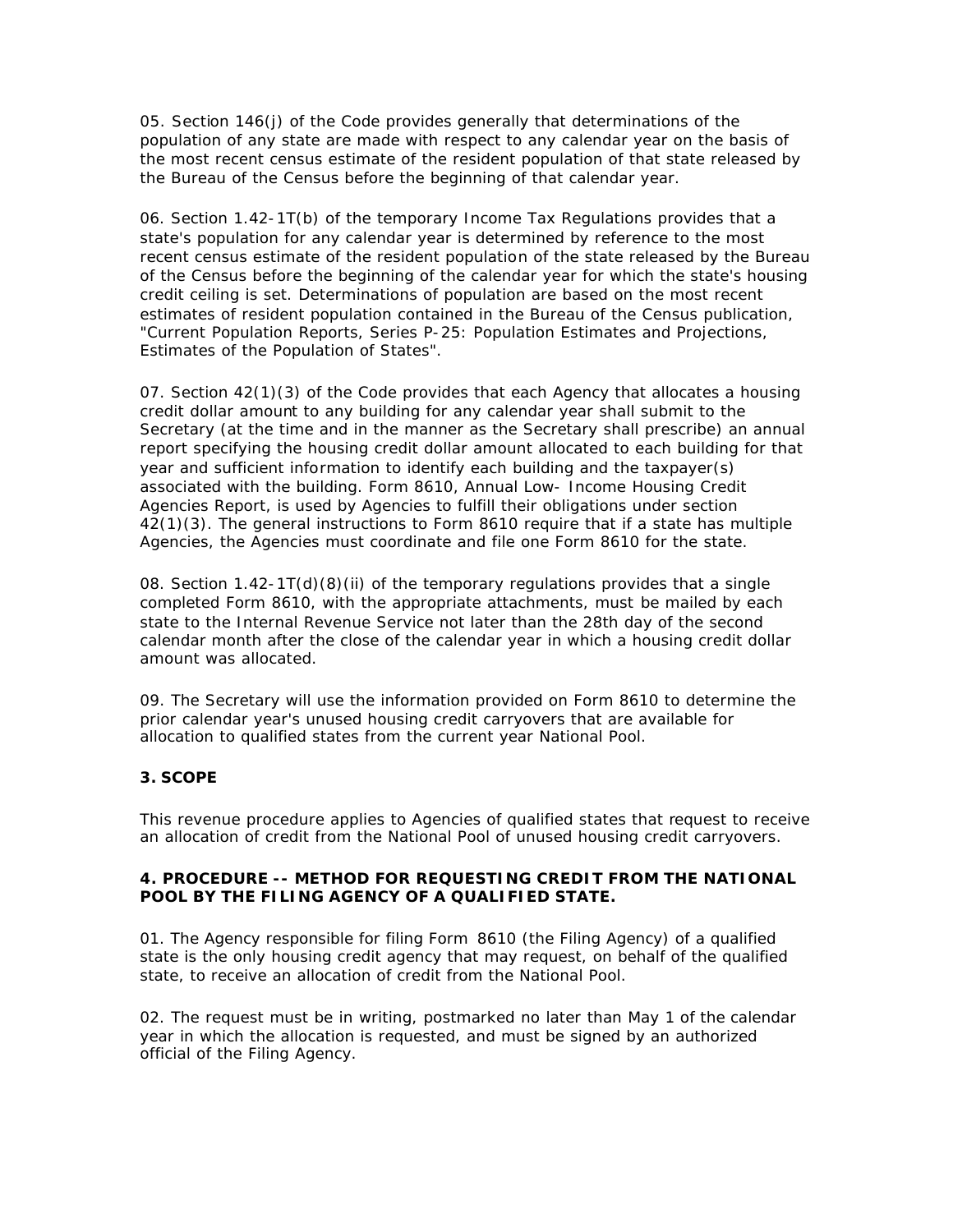05. Section 146(j) of the Code provides generally that determinations of the population of any state are made with respect to any calendar year on the basis of the most recent census estimate of the resident population of that state released by the Bureau of the Census before the beginning of that calendar year.

06. Section 1.42-1T(b) of the temporary Income Tax Regulations provides that a state's population for any calendar year is determined by reference to the most recent census estimate of the resident population of the state released by the Bureau of the Census before the beginning of the calendar year for which the state's housing credit ceiling is set. Determinations of population are based on the most recent estimates of resident population contained in the Bureau of the Census publication, "Current Population Reports, Series P-25: Population Estimates and Projections, Estimates of the Population of States".

07. Section 42(l)(3) of the Code provides that each Agency that allocates a housing credit dollar amount to any building for any calendar year shall submit to the Secretary (at the time and in the manner as the Secretary shall prescribe) an annual report specifying the housing credit dollar amount allocated to each building for that year and sufficient information to identify each building and the taxpayer(s) associated with the building. Form 8610, Annual Low- Income Housing Credit Agencies Report, is used by Agencies to fulfill their obligations under section 42(l)(3). The general instructions to Form 8610 require that if a state has multiple Agencies, the Agencies must coordinate and file one Form 8610 for the state.

08. Section 1.42-1T(d)(8)(ii) of the temporary regulations provides that a single completed Form 8610, with the appropriate attachments, must be mailed by each state to the Internal Revenue Service not later than the 28th day of the second calendar month after the close of the calendar year in which a housing credit dollar amount was allocated.

09. The Secretary will use the information provided on Form 8610 to determine the prior calendar year's unused housing credit carryovers that are available for allocation to qualified states from the current year National Pool.

### 3. SCOPE

This revenue procedure applies to Agencies of qualified states that request to receive an allocation of credit from the National Pool of unused housing credit carryovers.

### 4. PROCEDURE -- METHOD FOR REQUESTING CREDIT FROM THE NATIONAL POOL BY THE FILING AGENCY OF A QUALIFIED STATE.

01. The Agency responsible for filing Form 8610 (the Filing Agency) of a qualified state is the only housing credit agency that may request, on behalf of the qualified state, to receive an allocation of credit from the National Pool.

02. The request must be in writing, postmarked no later than May 1 of the calendar year in which the allocation is requested, and must be signed by an authorized official of the Filing Agency.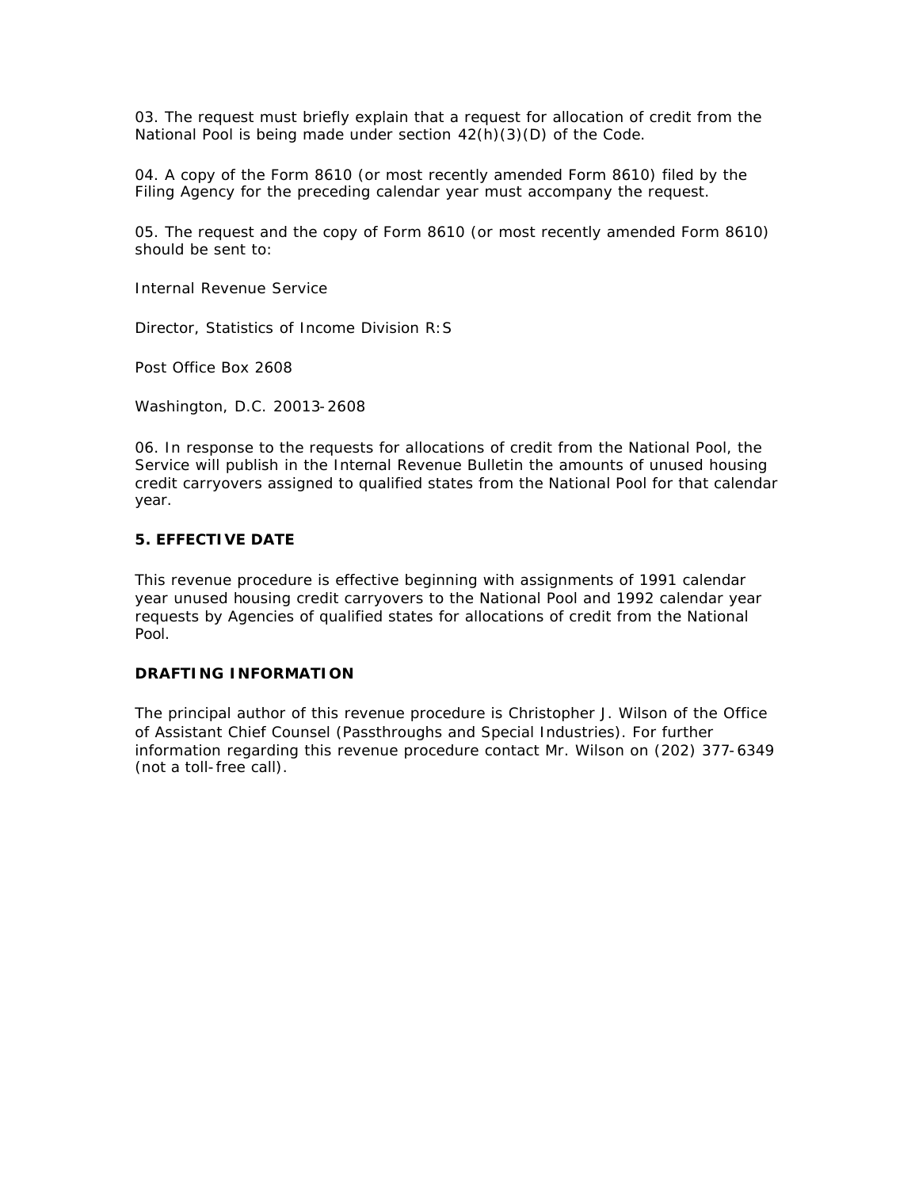03. The request must briefly explain that a request for allocation of credit from the National Pool is being made under section 42(h)(3)(D) of the Code.

04. A copy of the Form 8610 (or most recently amended Form 8610) filed by the Filing Agency for the preceding calendar year must accompany the request.

05. The request and the copy of Form 8610 (or most recently amended Form 8610) should be sent to:

Internal Revenue Service

Director, Statistics of Income Division R:S

Post Office Box 2608

Washington, D.C. 20013-2608

06. In response to the requests for allocations of credit from the National Pool, the Service will publish in the Internal Revenue Bulletin the amounts of unused housing credit carryovers assigned to qualified states from the National Pool for that calendar year.

**5. EFFECTIVE DATE**

This revenue procedure is effective beginning with assignments of 1991 calendar year unused housing credit carryovers to the National Pool and 1992 calendar year requests by Agencies of qualified states for allocations of credit from the National Pool.

**DRAFTING INFORMATION**

The principal author of this revenue procedure is Christopher J. Wilson of the Office of Assistant Chief Counsel (Passthroughs and Special Industries). For further information regarding this revenue procedure contact Mr. Wilson on (202) 377-6349 (not a toll-free call).